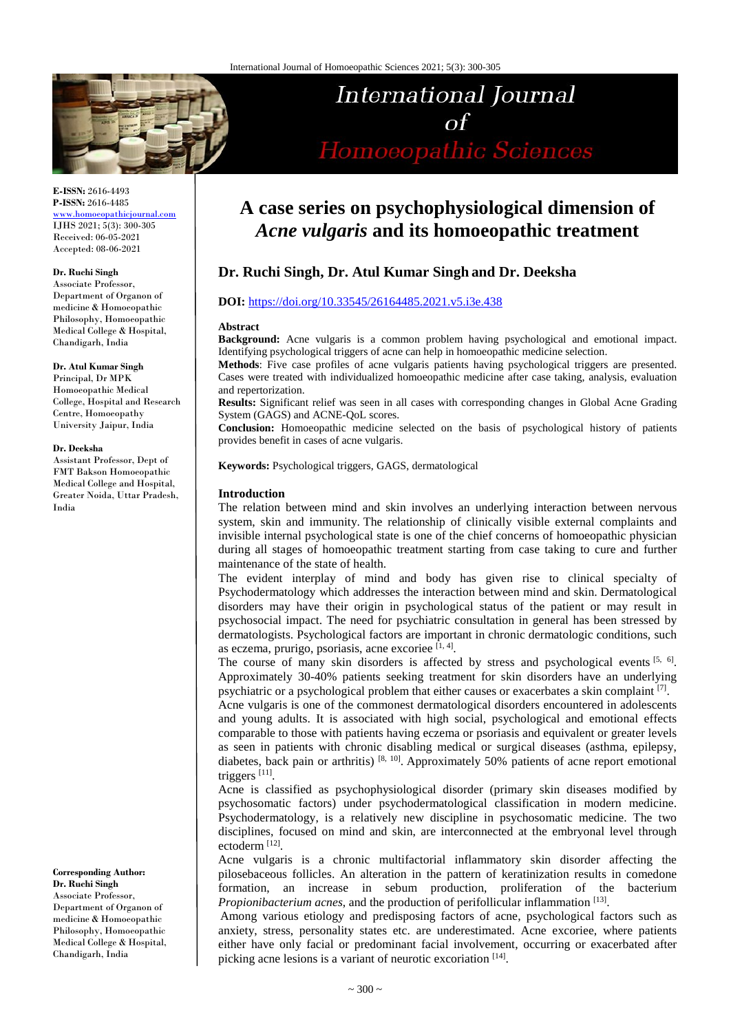# A case series on psychophysiological dimension of *Acne vulgaris* and its homoeopathic treatment

## Dr. Ruchi Singh, Dr. Atul Kumar Singh and Dr. Deeksha

**DOI:** https://doi.org/10.33545/26164485.2021.v5.i3e.438

**E-ISSN:** 2616-4493
**P-ISSN:** 2616-4485
www.homoeopathicjournal.com
IJHS 2021; 5(3): 300-305
Received: 06-05-2021
Accepted: 08-06-2021

**Dr. Ruchi Singh**
Associate Professor, Department of Organon of medicine & Homoeopathic Philosophy, Homoeopathic Medical College & Hospital, Chandigarh, India

**Dr. Atul Kumar Singh**
Principal, Dr MPK Homoeopathic Medical College, Hospital and Research Centre, Homoeopathy University Jaipur, India

**Dr. Deeksha**
Assistant Professor, Dept of FMT Bakson Homoeopathic Medical College and Hospital, Greater Noida, Uttar Pradesh, India

**Corresponding Author:**
**Dr. Ruchi Singh**
Associate Professor, Department of Organon of medicine & Homoeopathic Philosophy, Homoeopathic Medical College & Hospital, Chandigarh, India

### Abstract

**Background:** Acne vulgaris is a common problem having psychological and emotional impact. Identifying psychological triggers of acne can help in homoeopathic medicine selection.

**Methods**: Five case profiles of acne vulgaris patients having psychological triggers are presented. Cases were treated with individualized homoeopathic medicine after case taking, analysis, evaluation and repertorization.

**Results:** Significant relief was seen in all cases with corresponding changes in Global Acne Grading System (GAGS) and ACNE-QoL scores.

**Conclusion:** Homoeopathic medicine selected on the basis of psychological history of patients provides benefit in cases of acne vulgaris.

**Keywords:** Psychological triggers, GAGS, dermatological

### Introduction

The relation between mind and skin involves an underlying interaction between nervous system, skin and immunity. The relationship of clinically visible external complaints and invisible internal psychological state is one of the chief concerns of homoeopathic physician during all stages of homoeopathic treatment starting from case taking to cure and further maintenance of the state of health.

The evident interplay of mind and body has given rise to clinical specialty of Psychodermatology which addresses the interaction between mind and skin. Dermatological disorders may have their origin in psychological status of the patient or may result in psychosocial impact. The need for psychiatric consultation in general has been stressed by dermatologists. Psychological factors are important in chronic dermatologic conditions, such as eczema, prurigo, psoriasis, acne excoriee [1, 4].

The course of many skin disorders is affected by stress and psychological events [5, 6]. Approximately 30-40% patients seeking treatment for skin disorders have an underlying psychiatric or a psychological problem that either causes or exacerbates a skin complaint [7].

Acne vulgaris is one of the commonest dermatological disorders encountered in adolescents and young adults. It is associated with high social, psychological and emotional effects comparable to those with patients having eczema or psoriasis and equivalent or greater levels as seen in patients with chronic disabling medical or surgical diseases (asthma, epilepsy, diabetes, back pain or arthritis) [8, 10]. Approximately 50% patients of acne report emotional triggers [11].

Acne is classified as psychophysiological disorder (primary skin diseases modified by psychosomatic factors) under psychodermatological classification in modern medicine. Psychodermatology, is a relatively new discipline in psychosomatic medicine. The two disciplines, focused on mind and skin, are interconnected at the embryonal level through ectoderm [12].

Acne vulgaris is a chronic multifactorial inflammatory skin disorder affecting the pilosebaceous follicles. An alteration in the pattern of keratinization results in comedone formation, an increase in sebum production, proliferation of the bacterium *Propionibacterium acnes*, and the production of perifollicular inflammation [13].

Among various etiology and predisposing factors of acne, psychological factors such as anxiety, stress, personality states etc. are underestimated. Acne excoriee, where patients either have only facial or predominant facial involvement, occurring or exacerbated after picking acne lesions is a variant of neurotic excoriation [14].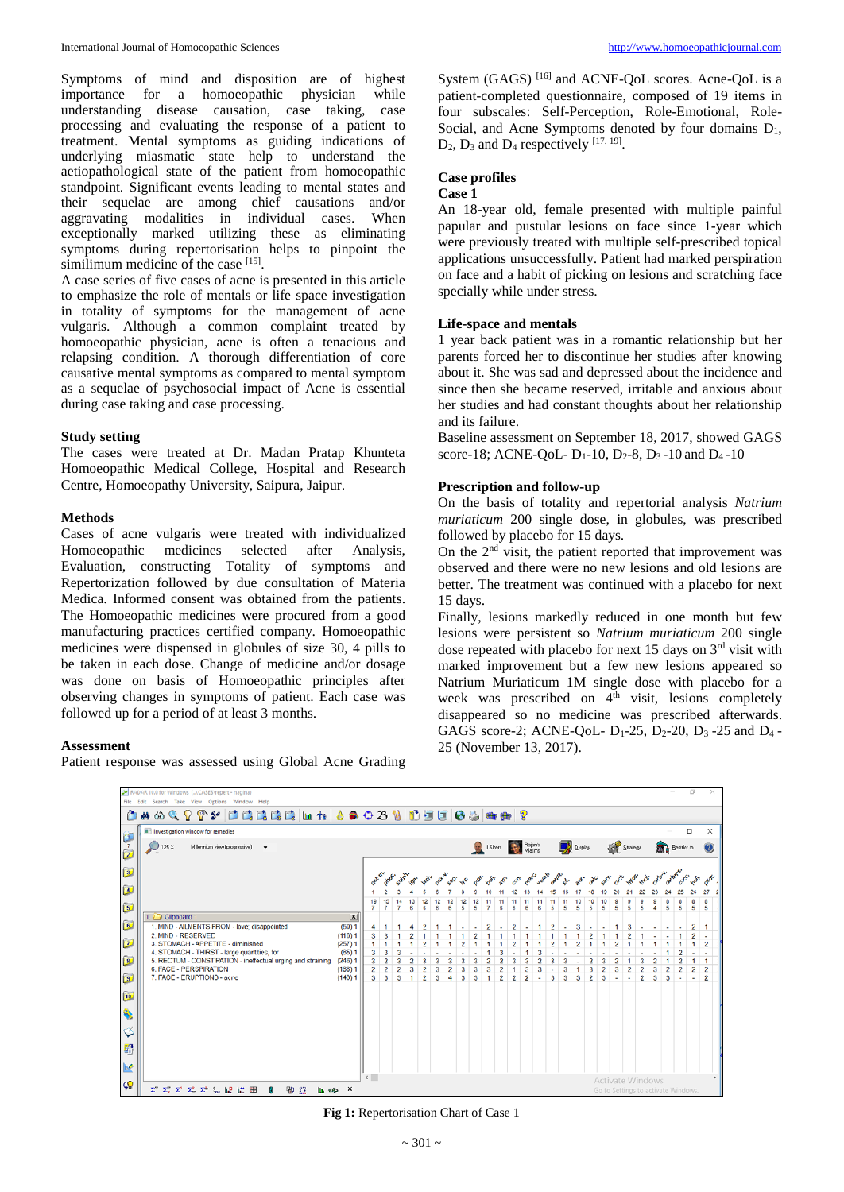Symptoms of mind and disposition are of highest importance for a homoeopathic physician while understanding disease causation, case taking, case processing and evaluating the response of a patient to treatment. Mental symptoms as guiding indications of underlying miasmatic state help to understand the aetiopathological state of the patient from homoeopathic standpoint. Significant events leading to mental states and their sequelae are among chief causations and/or aggravating modalities in individual cases. When exceptionally marked utilizing these as eliminating symptoms during repertorisation helps to pinpoint the similimum medicine of the case [15].

A case series of five cases of acne is presented in this article to emphasize the role of mentals or life space investigation in totality of symptoms for the management of acne vulgaris. Although a common complaint treated by homoeopathic physician, acne is often a tenacious and relapsing condition. A thorough differentiation of core causative mental symptoms as compared to mental symptom as a sequelae of psychosocial impact of Acne is essential during case taking and case processing.

## Study setting

The cases were treated at Dr. Madan Pratap Khunteta Homoeopathic Medical College, Hospital and Research Centre, Homoeopathy University, Saipura, Jaipur.

## Methods

Cases of acne vulgaris were treated with individualized Homoeopathic medicines selected after Analysis, Evaluation, constructing Totality of symptoms and Repertorization followed by due consultation of Materia Medica. Informed consent was obtained from the patients. The Homoeopathic medicines were procured from a good manufacturing practices certified company. Homoeopathic medicines were dispensed in globules of size 30, 4 pills to be taken in each dose. Change of medicine and/or dosage was done on basis of Homoeopathic principles after observing changes in symptoms of patient. Each case was followed up for a period of at least 3 months.

## Assessment

Patient response was assessed using Global Acne Grading System (GAGS) [16] and ACNE-QoL scores. Acne-QoL is a patient-completed questionnaire, composed of 19 items in four subscales: Self-Perception, Role-Emotional, Role-Social, and Acne Symptoms denoted by four domains $D_1$, $D_2$, $D_3$ and $D_4$ respectively [17, 19].

## Case profiles

### Case 1

An 18-year old, female presented with multiple painful papular and pustular lesions on face since 1-year which were previously treated with multiple self-prescribed topical applications unsuccessfully. Patient had marked perspiration on face and a habit of picking on lesions and scratching face specially while under stress.

### Life-space and mentals

1 year back patient was in a romantic relationship but her parents forced her to discontinue her studies after knowing about it. She was sad and depressed about the incidence and since then she became reserved, irritable and anxious about her studies and had constant thoughts about her relationship and its failure.

Baseline assessment on September 18, 2017, showed GAGS score-18; ACNE-QoL- $D_1$-10, $D_2$-8, $D_3$ -10 and $D_4$ -10

### Prescription and follow-up

On the basis of totality and repertorial analysis *Natrium muriaticum* 200 single dose, in globules, was prescribed followed by placebo for 15 days.

On the 2nd visit, the patient reported that improvement was observed and there were no new lesions and old lesions are better. The treatment was continued with a placebo for next 15 days.

Finally, lesions markedly reduced in one month but few lesions were persistent so *Natrium muriaticum* 200 single dose repeated with placebo for next 15 days on 3rd visit with marked improvement but a few new lesions appeared so Natrium Muriaticum 1M single dose with placebo for a week was prescribed on 4th visit, lesions completely disappeared so no medicine was prescribed afterwards. GAGS score-2; ACNE-QoL- $D_1$-25, $D_2$-20, $D_3$ -25 and $D_4$ -25 (November 13, 2017).

**Fig 1:** Repertorisation Chart of Case 1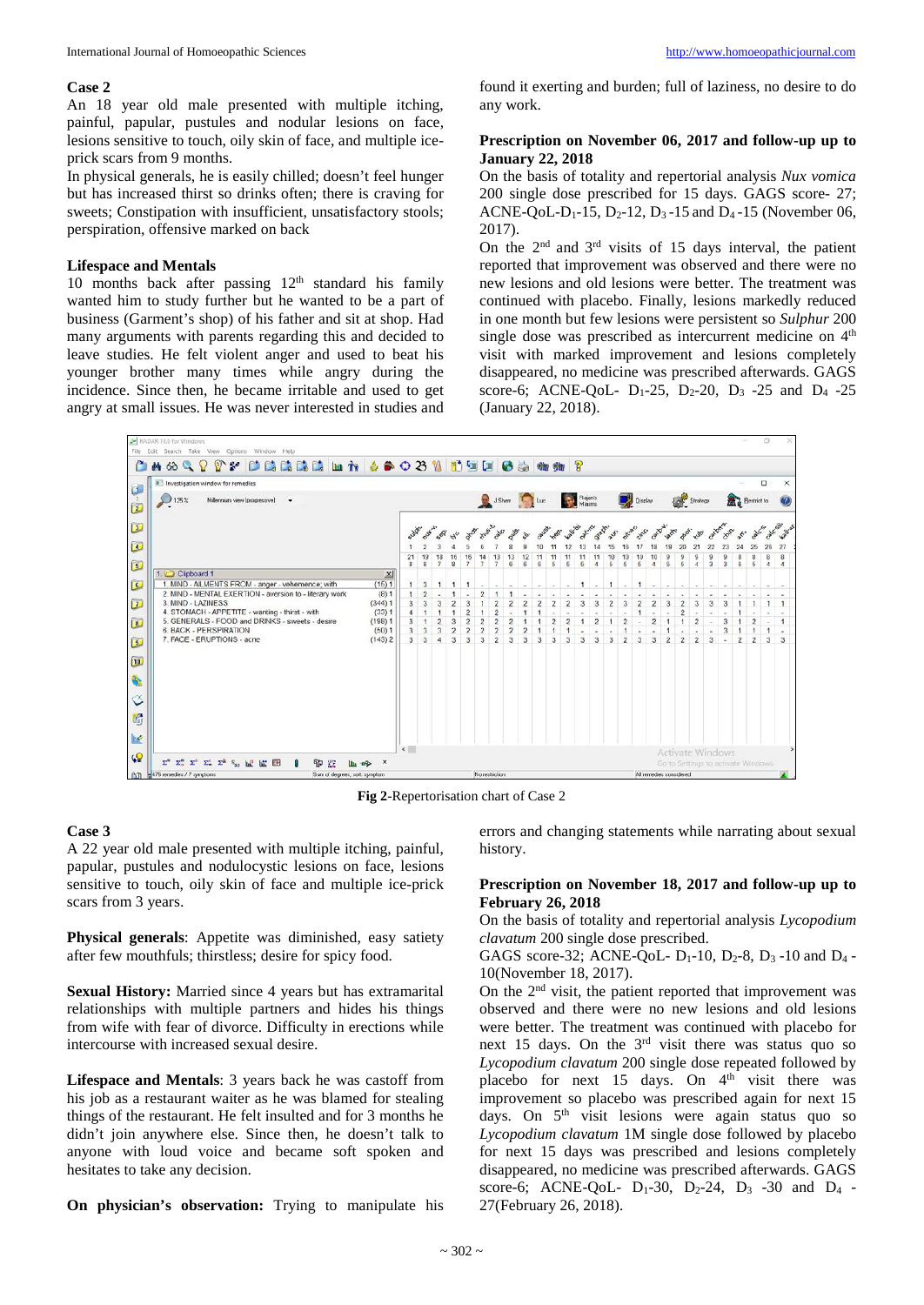### Case 2

An 18 year old male presented with multiple itching, painful, papular, pustules and nodular lesions on face, lesions sensitive to touch, oily skin of face, and multiple ice-prick scars from 9 months.

In physical generals, he is easily chilled; doesn't feel hunger but has increased thirst so drinks often; there is craving for sweets; Constipation with insufficient, unsatisfactory stools; perspiration, offensive marked on back

### Lifespace and Mentals

10 months back after passing 12th standard his family wanted him to study further but he wanted to be a part of business (Garment's shop) of his father and sit at shop. Had many arguments with parents regarding this and decided to leave studies. He felt violent anger and used to beat his younger brother many times while angry during the incidence. Since then, he became irritable and used to get angry at small issues. He was never interested in studies and found it exerting and burden; full of laziness, no desire to do any work.

### Prescription on November 06, 2017 and follow-up up to January 22, 2018

On the basis of totality and repertorial analysis *Nux vomica* 200 single dose prescribed for 15 days. GAGS score- 27; ACNE-QoL-$D_1$-15, $D_2$-12, $D_3$-15 and $D_4$-15 (November 06, 2017).

On the 2nd and 3rd visits of 15 days interval, the patient reported that improvement was observed and there were no new lesions and old lesions were better. The treatment was continued with placebo. Finally, lesions markedly reduced in one month but few lesions were persistent so *Sulphur* 200 single dose was prescribed as intercurrent medicine on 4th visit with marked improvement and lesions completely disappeared, no medicine was prescribed afterwards. GAGS score-6; ACNE-QoL- $D_1$-25, $D_2$-20, $D_3$ -25 and $D_4$ -25 (January 22, 2018).

**Fig 2**-Repertorisation chart of Case 2

### Case 3

A 22 year old male presented with multiple itching, painful, papular, pustules and nodulocystic lesions on face, lesions sensitive to touch, oily skin of face and multiple ice-prick scars from 3 years.

**Physical generals**: Appetite was diminished, easy satiety after few mouthfuls; thirstless; desire for spicy food.

**Sexual History:** Married since 4 years but has extramarital relationships with multiple partners and hides his things from wife with fear of divorce. Difficulty in erections while intercourse with increased sexual desire.

**Lifespace and Mentals**: 3 years back he was castoff from his job as a restaurant waiter as he was blamed for stealing things of the restaurant. He felt insulted and for 3 months he didn't join anywhere else. Since then, he doesn't talk to anyone with loud voice and became soft spoken and hesitates to take any decision.

**On physician's observation:** Trying to manipulate his errors and changing statements while narrating about sexual history.

### Prescription on November 18, 2017 and follow-up up to February 26, 2018

On the basis of totality and repertorial analysis *Lycopodium clavatum* 200 single dose prescribed.

GAGS score-32; ACNE-QoL- $D_1$-10, $D_2$-8, $D_3$ -10 and $D_4$ -10(November 18, 2017).

On the 2nd visit, the patient reported that improvement was observed and there were no new lesions and old lesions were better. The treatment was continued with placebo for next 15 days. On the 3rd visit there was status quo so *Lycopodium clavatum* 200 single dose repeated followed by placebo for next 15 days. On 4th visit there was improvement so placebo was prescribed again for next 15 days. On 5th visit lesions were again status quo so *Lycopodium clavatum* 1M single dose followed by placebo for next 15 days was prescribed and lesions completely disappeared, no medicine was prescribed afterwards. GAGS score-6; ACNE-QoL- $D_1$-30, $D_2$-24, $D_3$ -30 and $D_4$ -27(February 26, 2018).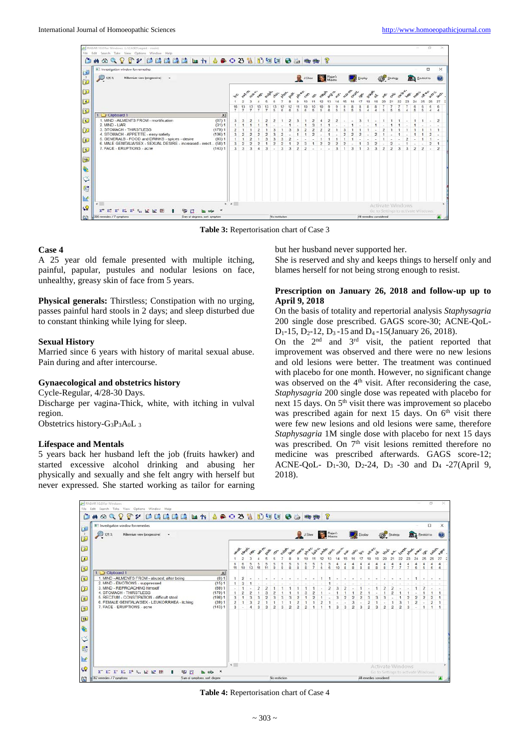Table 3: Repertorisation chart of Case 3

**Case 4**

A 25 year old female presented with multiple itching, painful, papular, pustules and nodular lesions on face, unhealthy, greasy skin of face from 5 years.

**Physical generals:** Thirstless; Constipation with no urging, passes painful hard stools in 2 days; and sleep disturbed due to constant thinking while lying for sleep.

**Sexual History**

Married since 6 years with history of marital sexual abuse. Pain during and after intercourse.

**Gynaecological and obstetrics history**

Cycle-Regular, 4/28-30 Days.

Discharge per vagina-Thick, white, with itching in vulval region.

Obstetrics history-$G_3P_3A_0L_3$

**Lifespace and Mentals**

5 years back her husband left the job (fruits hawker) and started excessive alcohol drinking and abusing her physically and sexually and she felt angry with herself but never expressed. She started working as tailor for earning but her husband never supported her.

She is reserved and shy and keeps things to herself only and blames herself for not being strong enough to resist.

**Prescription on January 26, 2018 and follow-up up to April 9, 2018**

On the basis of totality and repertorial analysis *Staphysagria* 200 single dose prescribed. GAGS score-30; ACNE-QoL-$D_1$-15, $D_2$-12, $D_3$-15 and $D_4$-15(January 26, 2018).

On the 2nd and 3rd visit, the patient reported that improvement was observed and there were no new lesions and old lesions were better. The treatment was continued with placebo for one month. However, no significant change was observed on the 4th visit. After reconsidering the case, *Staphysagria* 200 single dose was repeated with placebo for next 15 days. On 5th visit there was improvement so placebo was prescribed again for next 15 days. On 6th visit there were few new lesions and old lesions were same, therefore *Staphysagria* 1M single dose with placebo for next 15 days was prescribed. On 7th visit lesions remitted therefore no medicine was prescribed afterwards. GAGS score-12; ACNE-QoL- $D_1$-30, $D_2$-24, $D_3$ -30 and $D_4$ -27(April 9, 2018).

Table 4: Repertorisation chart of Case 4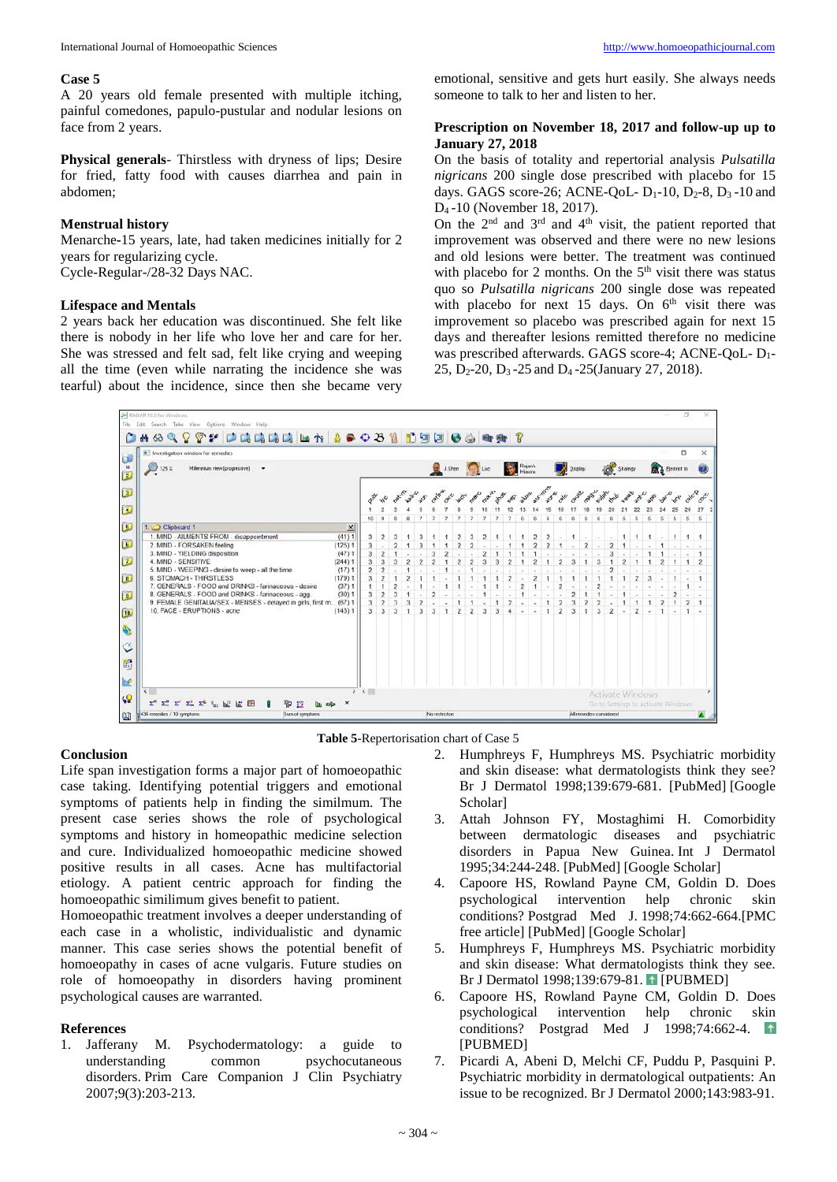## Case 5

A 20 years old female presented with multiple itching, painful comedones, papulo-pustular and nodular lesions on face from 2 years.

**Physical generals**- Thirstless with dryness of lips; Desire for fried, fatty food with causes diarrhea and pain in abdomen;

**Menstrual history**

Menarche-15 years, late, had taken medicines initially for 2 years for regularizing cycle.
Cycle-Regular-/28-32 Days NAC.

**Lifespace and Mentals**

2 years back her education was discontinued. She felt like there is nobody in her life who love her and care for her. She was stressed and felt sad, felt like crying and weeping all the time (even while narrating the incidence she was tearful) about the incidence, since then she became very emotional, sensitive and gets hurt easily. She always needs someone to talk to her and listen to her.

**Prescription on November 18, 2017 and follow-up up to January 27, 2018**

On the basis of totality and repertorial analysis *Pulsatilla nigricans* 200 single dose prescribed with placebo for 15 days. GAGS score-26; ACNE-QoL- $D_1$-10, $D_2$-8, $D_3$ -10 and $D_4$ -10 (November 18, 2017).

On the 2[nd] and 3[rd] and 4[th] visit, the patient reported that improvement was observed and there were no new lesions and old lesions were better. The treatment was continued with placebo for 2 months. On the 5[th] visit there was status quo so *Pulsatilla nigricans* 200 single dose was repeated with placebo for next 15 days. On 6[th] visit there was improvement so placebo was prescribed again for next 15 days and thereafter lesions remitted therefore no medicine was prescribed afterwards. GAGS score-4; ACNE-QoL- $D_1$-25, $D_2$-20, $D_3$ -25 and $D_4$ -25(January 27, 2018).

**Table 5**-Repertorisation chart of Case 5

## Conclusion

Life span investigation forms a major part of homoeopathic case taking. Identifying potential triggers and emotional symptoms of patients help in finding the similimum. The present case series shows the role of psychological symptoms and history in homoeopathic medicine selection and cure. Individualized homoeopathic medicine showed positive results in all cases. Acne has multifactorial etiology. A patient centric approach for finding the homoeopathic similimum gives benefit to patient.

Homoeopathic treatment involves a deeper understanding of each case in a wholistic, individualistic and dynamic manner. This case series shows the potential benefit of homoeopathy in cases of acne vulgaris. Future studies on role of homoeopathy in disorders having prominent psychological causes are warranted.

## References

1. Jafferany M. Psychodermatology: a guide to understanding common psychocutaneous disorders. Prim Care Companion J Clin Psychiatry 2007;9(3):203-213.
2. Humphreys F, Humphreys MS. Psychiatric morbidity and skin disease: what dermatologists think they see? Br J Dermatol 1998;139:679-681. [PubMed] [Google Scholar]
3. Attah Johnson FY, Mostaghimi H. Comorbidity between dermatologic diseases and psychiatric disorders in Papua New Guinea. Int J Dermatol 1995;34:244-248. [PubMed] [Google Scholar]
4. Capoore HS, Rowland Payne CM, Goldin D. Does psychological intervention help chronic skin conditions? Postgrad Med J. 1998;74:662-664.[PMC free article] [PubMed] [Google Scholar]
5. Humphreys F, Humphreys MS. Psychiatric morbidity and skin disease: What dermatologists think they see. Br J Dermatol 1998;139:679-81. [PUBMED]
6. Capoore HS, Rowland Payne CM, Goldin D. Does psychological intervention help chronic skin conditions? Postgrad Med J 1998;74:662-4. [PUBMED]
7. Picardi A, Abeni D, Melchi CF, Puddu P, Pasquini P. Psychiatric morbidity in dermatological outpatients: An issue to be recognized. Br J Dermatol 2000;143:983-91.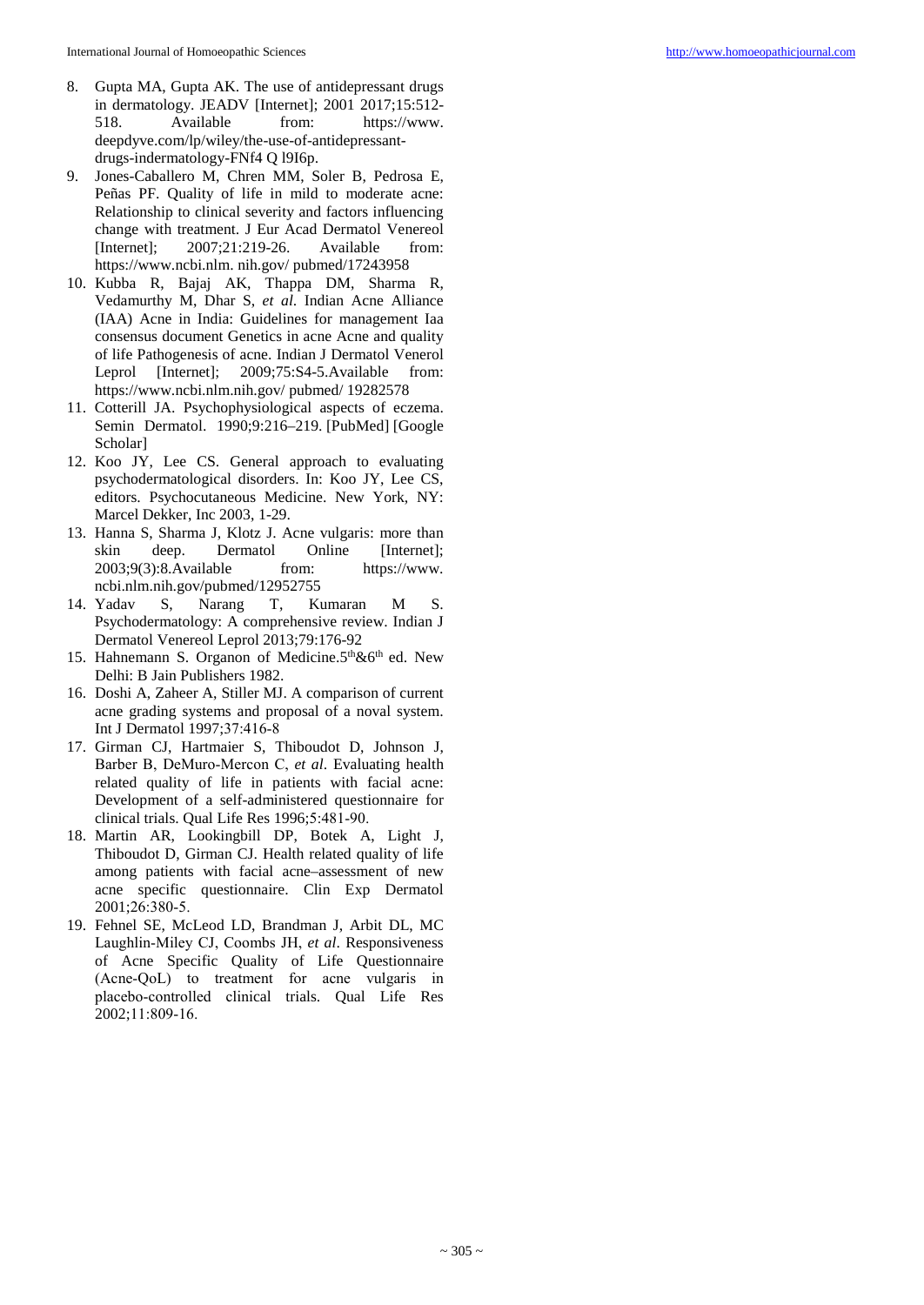8. Gupta MA, Gupta AK. The use of antidepressant drugs in dermatology. JEADV [Internet]; 2001 2017;15:512-518. Available from: https://www. deepdyve.com/lp/wiley/the-use-of-antidepressant-drugs-indermatology-FNf4 Q l9I6p.
9. Jones-Caballero M, Chren MM, Soler B, Pedrosa E, Peñas PF. Quality of life in mild to moderate acne: Relationship to clinical severity and factors influencing change with treatment. J Eur Acad Dermatol Venereol [Internet]; 2007;21:219-26. Available from: https://www.ncbi.nlm. nih.gov/ pubmed/17243958
10. Kubba R, Bajaj AK, Thappa DM, Sharma R, Vedamurthy M, Dhar S, *et al*. Indian Acne Alliance (IAA) Acne in India: Guidelines for management Iaa consensus document Genetics in acne Acne and quality of life Pathogenesis of acne. Indian J Dermatol Venerol Leprol [Internet]; 2009;75:S4-5.Available from: https://www.ncbi.nlm.nih.gov/ pubmed/ 19282578
11. Cotterill JA. Psychophysiological aspects of eczema. Semin Dermatol. 1990;9:216–219. [PubMed] [Google Scholar]
12. Koo JY, Lee CS. General approach to evaluating psychodermatological disorders. In: Koo JY, Lee CS, editors. Psychocutaneous Medicine. New York, NY: Marcel Dekker, Inc 2003, 1-29.
13. Hanna S, Sharma J, Klotz J. Acne vulgaris: more than skin deep. Dermatol Online [Internet]; 2003;9(3):8.Available from: https://www. ncbi.nlm.nih.gov/pubmed/12952755
14. Yadav S, Narang T, Kumaran M S. Psychodermatology: A comprehensive review. Indian J Dermatol Venereol Leprol 2013;79:176-92
15. Hahnemann S. Organon of Medicine.5th&6th ed. New Delhi: B Jain Publishers 1982.
16. Doshi A, Zaheer A, Stiller MJ. A comparison of current acne grading systems and proposal of a noval system. Int J Dermatol 1997;37:416-8
17. Girman CJ, Hartmaier S, Thiboudot D, Johnson J, Barber B, DeMuro-Mercon C, *et al*. Evaluating health related quality of life in patients with facial acne: Development of a self-administered questionnaire for clinical trials. Qual Life Res 1996;5:481-90.
18. Martin AR, Lookingbill DP, Botek A, Light J, Thiboudot D, Girman CJ. Health related quality of life among patients with facial acne–assessment of new acne specific questionnaire. Clin Exp Dermatol 2001;26:380-5.
19. Fehnel SE, McLeod LD, Brandman J, Arbit DL, MC Laughlin-Miley CJ, Coombs JH, *et al*. Responsiveness of Acne Specific Quality of Life Questionnaire (Acne-QoL) to treatment for acne vulgaris in placebo-controlled clinical trials. Qual Life Res 2002;11:809-16.